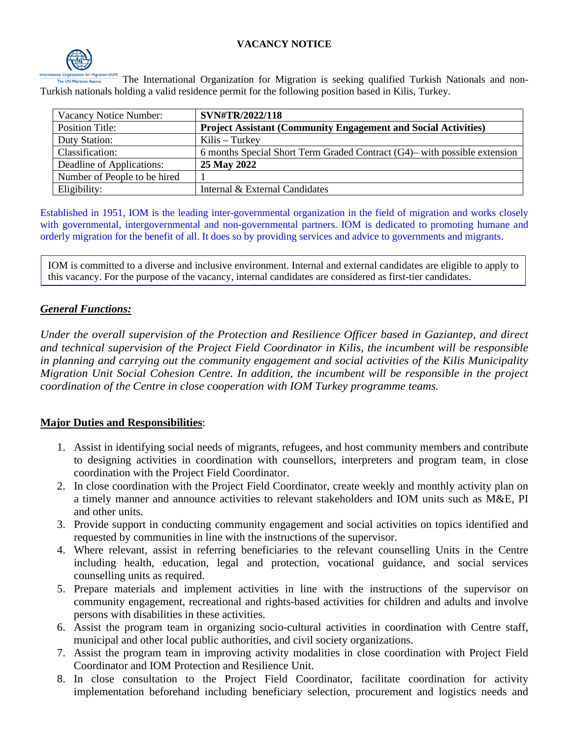# VACANCY NOTICE

The International Organization for Migration is seeking qualified Turkish Nationals and non-Turkish nationals holding a valid residence permit for the following position based in Kilis, Turkey.

| Vacancy Notice Number: | **SVN#TR/2022/118** |
|---|---|
| Position Title: | **Project Assistant (Community Engagement and Social Activities)** |
| Duty Station: | Kilis – Turkey |
| Classification: | 6 months Special Short Term Graded Contract (G4)– with possible extension |
| Deadline of Applications: | **25 May 2022** |
| Number of People to be hired | 1 |
| Eligibility: | Internal & External Candidates |

Established in 1951, IOM is the leading inter-governmental organization in the field of migration and works closely with governmental, intergovernmental and non-governmental partners. IOM is dedicated to promoting humane and orderly migration for the benefit of all. It does so by providing services and advice to governments and migrants.

IOM is committed to a diverse and inclusive environment. Internal and external candidates are eligible to apply to this vacancy. For the purpose of the vacancy, internal candidates are considered as first-tier candidates.

## ***General Functions:***

*Under the overall supervision of the Protection and Resilience Officer based in Gaziantep, and direct and technical supervision of the Project Field Coordinator in Kilis, the incumbent will be responsible in planning and carrying out the community engagement and social activities of the Kilis Municipality Migration Unit Social Cohesion Centre. In addition, the incumbent will be responsible in the project coordination of the Centre in close cooperation with IOM Turkey programme teams.*

## **Major Duties and Responsibilities**:

1. Assist in identifying social needs of migrants, refugees, and host community members and contribute to designing activities in coordination with counsellors, interpreters and program team, in close coordination with the Project Field Coordinator.
2. In close coordination with the Project Field Coordinator, create weekly and monthly activity plan on a timely manner and announce activities to relevant stakeholders and IOM units such as M&E, PI and other units.
3. Provide support in conducting community engagement and social activities on topics identified and requested by communities in line with the instructions of the supervisor.
4. Where relevant, assist in referring beneficiaries to the relevant counselling Units in the Centre including health, education, legal and protection, vocational guidance, and social services counselling units as required.
5. Prepare materials and implement activities in line with the instructions of the supervisor on community engagement, recreational and rights-based activities for children and adults and involve persons with disabilities in these activities.
6. Assist the program team in organizing socio-cultural activities in coordination with Centre staff, municipal and other local public authorities, and civil society organizations.
7. Assist the program team in improving activity modalities in close coordination with Project Field Coordinator and IOM Protection and Resilience Unit.
8. In close consultation to the Project Field Coordinator, facilitate coordination for activity implementation beforehand including beneficiary selection, procurement and logistics needs and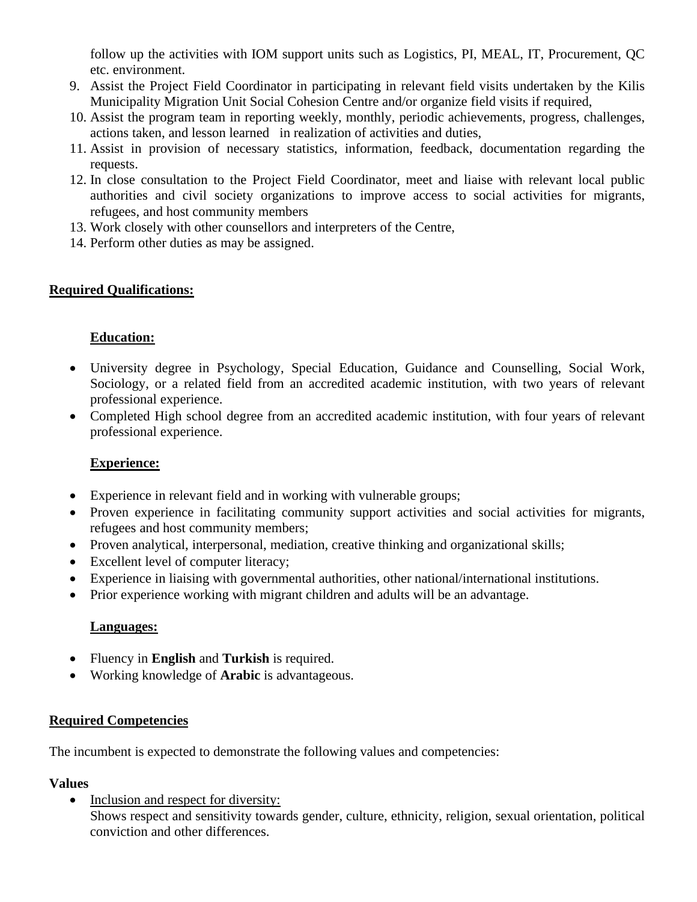follow up the activities with IOM support units such as Logistics, PI, MEAL, IT, Procurement, QC etc. environment.

9. Assist the Project Field Coordinator in participating in relevant field visits undertaken by the Kilis Municipality Migration Unit Social Cohesion Centre and/or organize field visits if required,
10. Assist the program team in reporting weekly, monthly, periodic achievements, progress, challenges, actions taken, and lesson learned in realization of activities and duties,
11. Assist in provision of necessary statistics, information, feedback, documentation regarding the requests.
12. In close consultation to the Project Field Coordinator, meet and liaise with relevant local public authorities and civil society organizations to improve access to social activities for migrants, refugees, and host community members
13. Work closely with other counsellors and interpreters of the Centre,
14. Perform other duties as may be assigned.

## Required Qualifications:

### Education:

- University degree in Psychology, Special Education, Guidance and Counselling, Social Work, Sociology, or a related field from an accredited academic institution, with two years of relevant professional experience.
- Completed High school degree from an accredited academic institution, with four years of relevant professional experience.

### Experience:

- Experience in relevant field and in working with vulnerable groups;
- Proven experience in facilitating community support activities and social activities for migrants, refugees and host community members;
- Proven analytical, interpersonal, mediation, creative thinking and organizational skills;
- Excellent level of computer literacy;
- Experience in liaising with governmental authorities, other national/international institutions.
- Prior experience working with migrant children and adults will be an advantage.

### Languages:

- Fluency in **English** and **Turkish** is required.
- Working knowledge of **Arabic** is advantageous.

## Required Competencies

The incumbent is expected to demonstrate the following values and competencies:

**Values**

- Inclusion and respect for diversity:
  Shows respect and sensitivity towards gender, culture, ethnicity, religion, sexual orientation, political conviction and other differences.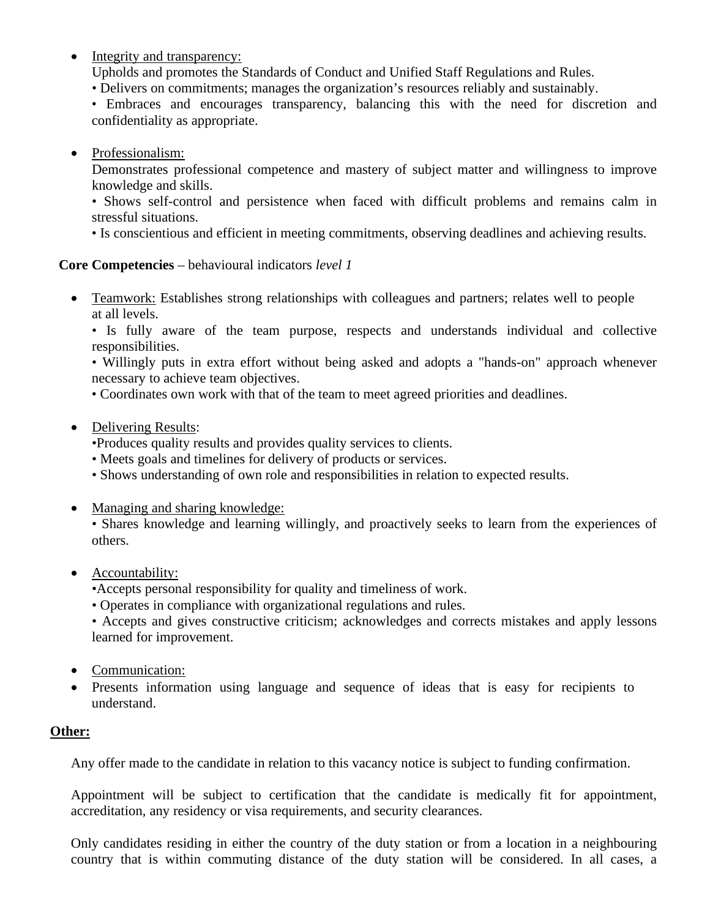- <u>Integrity and transparency:</u>
  Upholds and promotes the Standards of Conduct and Unified Staff Regulations and Rules.
  • Delivers on commitments; manages the organization's resources reliably and sustainably.
  • Embraces and encourages transparency, balancing this with the need for discretion and confidentiality as appropriate.

- <u>Professionalism:</u>
  Demonstrates professional competence and mastery of subject matter and willingness to improve knowledge and skills.
  • Shows self-control and persistence when faced with difficult problems and remains calm in stressful situations.
  • Is conscientious and efficient in meeting commitments, observing deadlines and achieving results.

**Core Competencies** – behavioural indicators *level 1*

- <u>Teamwork:</u> Establishes strong relationships with colleagues and partners; relates well to people at all levels.
  • Is fully aware of the team purpose, respects and understands individual and collective responsibilities.
  • Willingly puts in extra effort without being asked and adopts a "hands-on" approach whenever necessary to achieve team objectives.
  • Coordinates own work with that of the team to meet agreed priorities and deadlines.

- <u>Delivering Results</u>:
  •Produces quality results and provides quality services to clients.
  • Meets goals and timelines for delivery of products or services.
  • Shows understanding of own role and responsibilities in relation to expected results.

- <u>Managing and sharing knowledge:</u>
  • Shares knowledge and learning willingly, and proactively seeks to learn from the experiences of others.

- <u>Accountability:</u>
  •Accepts personal responsibility for quality and timeliness of work.
  • Operates in compliance with organizational regulations and rules.
  • Accepts and gives constructive criticism; acknowledges and corrects mistakes and apply lessons learned for improvement.

- <u>Communication:</u>
- Presents information using language and sequence of ideas that is easy for recipients to understand.

**<u>Other:</u>**

Any offer made to the candidate in relation to this vacancy notice is subject to funding confirmation.

Appointment will be subject to certification that the candidate is medically fit for appointment, accreditation, any residency or visa requirements, and security clearances.

Only candidates residing in either the country of the duty station or from a location in a neighbouring country that is within commuting distance of the duty station will be considered. In all cases, a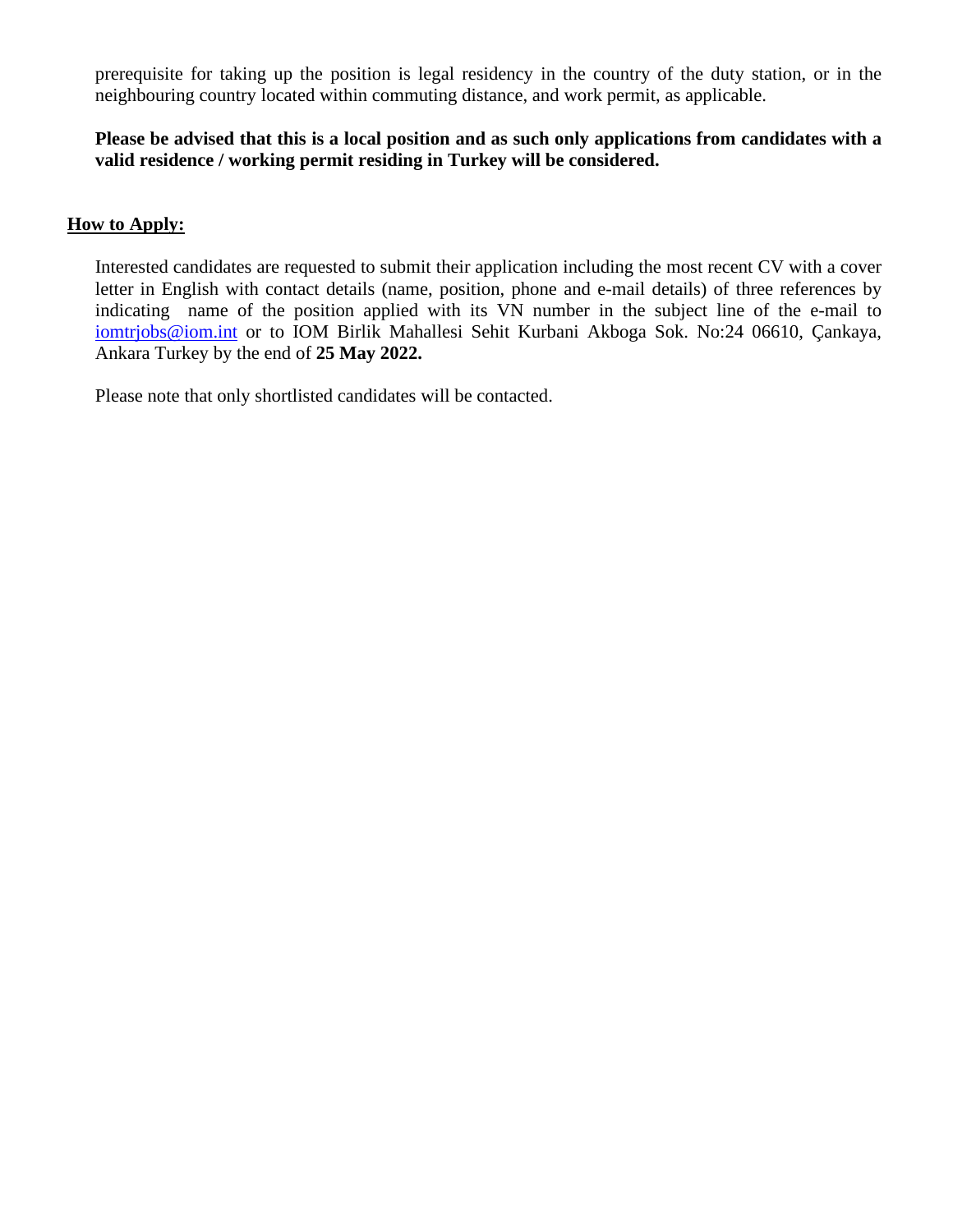prerequisite for taking up the position is legal residency in the country of the duty station, or in the neighbouring country located within commuting distance, and work permit, as applicable.

**Please be advised that this is a local position and as such only applications from candidates with a valid residence / working permit residing in Turkey will be considered.**

## How to Apply:

Interested candidates are requested to submit their application including the most recent CV with a cover letter in English with contact details (name, position, phone and e-mail details) of three references by indicating name of the position applied with its VN number in the subject line of the e-mail to iomtrjobs@iom.int or to IOM Birlik Mahallesi Sehit Kurbani Akboga Sok. No:24 06610, Çankaya, Ankara Turkey by the end of **25 May 2022.**

Please note that only shortlisted candidates will be contacted.